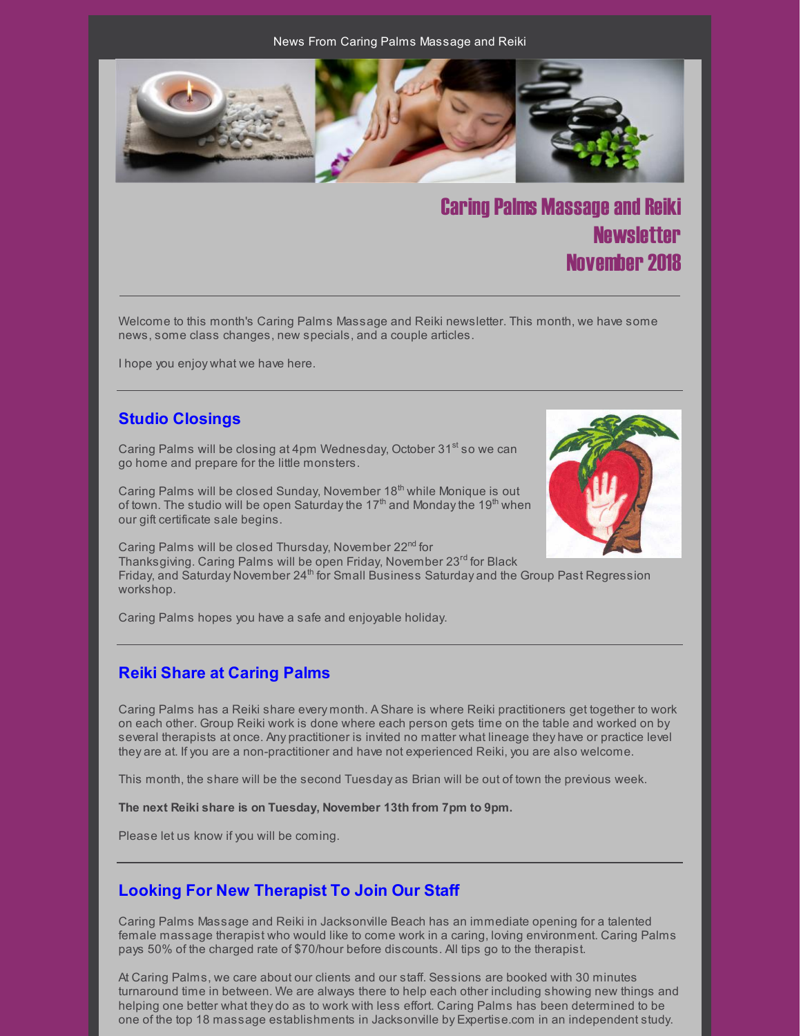News From Caring Palms Massage and Reiki

# Caring Palms Massage and Reiki Newsletter November 2018

Welcome to this month's Caring Palms Massage and Reiki newsletter. This month, we have some news, some class changes, new specials, and a couple articles.

I hope you enjoy what we have here.

## Studio Closings

Caring Palms will be closing at 4pm Wednesday, October 31st so we can go home and prepare for the little monsters.

Caring Palms will be closed Sunday, November 18th while Monique is out of town. The studio will be open Saturday the 17th and Monday the 19th when our gift certificate sale begins.

Caring Palms will be closed Thursday, November 22nd for Thanksgiving. Caring Palms will be open Friday, November 23rd for Black Friday, and Saturday November 24th for Small Business Saturday and the Group Past Regression workshop.

Caring Palms hopes you have a safe and enjoyable holiday.

## Reiki Share at Caring Palms

Caring Palms has a Reiki share every month. A Share is where Reiki practitioners get together to work on each other. Group Reiki work is done where each person gets time on the table and worked on by several therapists at once. Any practitioner is invited no matter what lineage they have or practice level they are at. If you are a non-practitioner and have not experienced Reiki, you are also welcome.

This month, the share will be the second Tuesday as Brian will be out of town the previous week.

**The next Reiki share is on Tuesday, November 13th from 7pm to 9pm.**

Please let us know if you will be coming.

## Looking For New Therapist To Join Our Staff

Caring Palms Massage and Reiki in Jacksonville Beach has an immediate opening for a talented female massage therapist who would like to come work in a caring, loving environment. Caring Palms pays 50% of the charged rate of $70/hour before discounts. All tips go to the therapist.

At Caring Palms, we care about our clients and our staff. Sessions are booked with 30 minutes turnaround time in between. We are always there to help each other including showing new things and helping one better what they do as to work with less effort. Caring Palms has been determined to be one of the top 18 massage establishments in Jacksonville by Expertise.com in an independent study.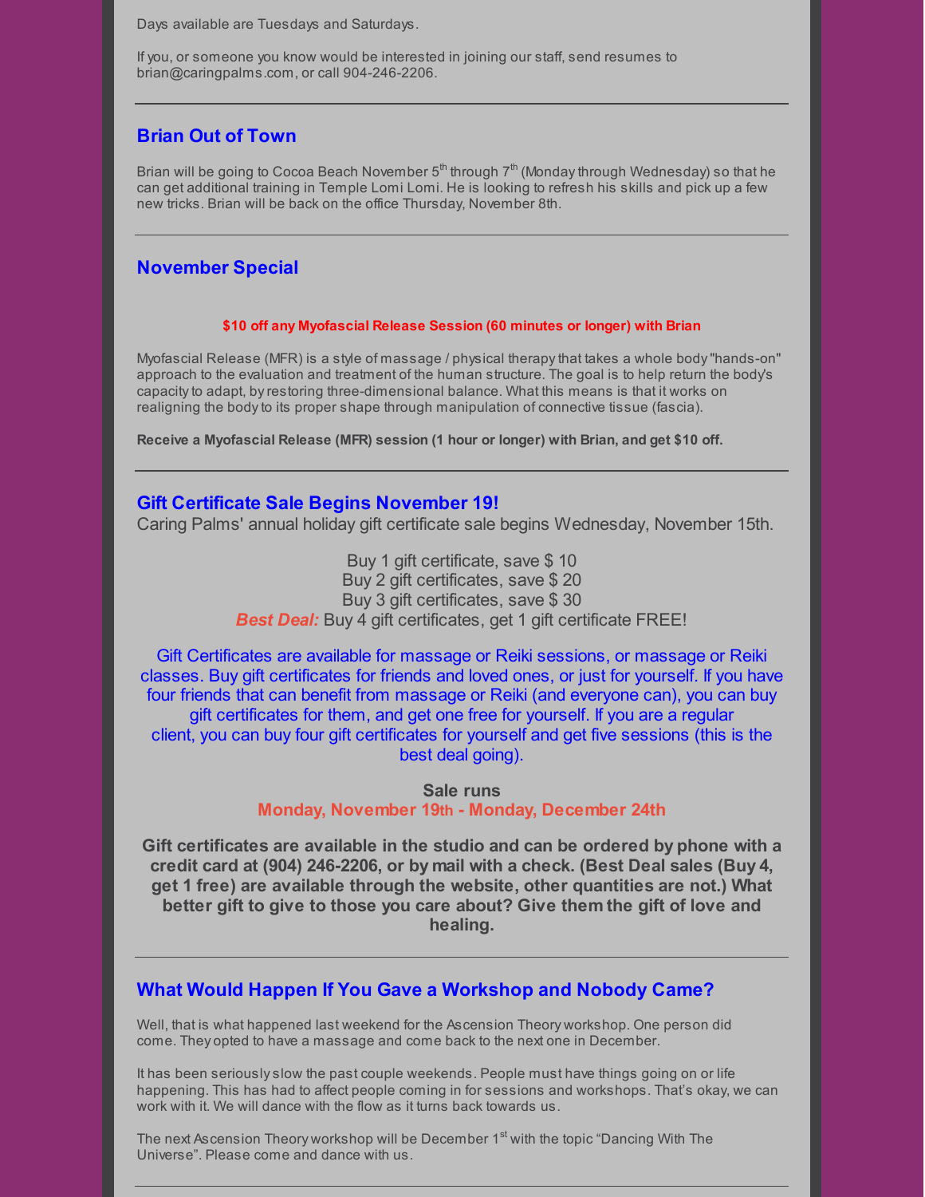Days available are Tuesdays and Saturdays.

If you, or someone you know would be interested in joining our staff, send resumes to brian@caringpalms.com, or call 904-246-2206.

---

## Brian Out of Town

Brian will be going to Cocoa Beach November 5th through 7th (Monday through Wednesday) so that he can get additional training in Temple Lomi Lomi. He is looking to refresh his skills and pick up a few new tricks. Brian will be back on the office Thursday, November 8th.

---

## November Special

**$10 off any Myofascial Release Session (60 minutes or longer) with Brian**

Myofascial Release (MFR) is a style of massage / physical therapy that takes a whole body "hands-on" approach to the evaluation and treatment of the human structure. The goal is to help return the body's capacity to adapt, by restoring three-dimensional balance. What this means is that it works on realigning the body to its proper shape through manipulation of connective tissue (fascia).

**Receive a Myofascial Release (MFR) session (1 hour or longer) with Brian, and get $10 off.**

---

## Gift Certificate Sale Begins November 19!

Caring Palms' annual holiday gift certificate sale begins Wednesday, November 15th.

Buy 1 gift certificate, save $ 10
Buy 2 gift certificates, save $ 20
Buy 3 gift certificates, save $ 30
***Best Deal:*** Buy 4 gift certificates, get 1 gift certificate FREE!

Gift Certificates are available for massage or Reiki sessions, or massage or Reiki classes. Buy gift certificates for friends and loved ones, or just for yourself. If you have four friends that can benefit from massage or Reiki (and everyone can), you can buy gift certificates for them, and get one free for yourself. If you are a regular client, you can buy four gift certificates for yourself and get five sessions (this is the best deal going).

**Sale runs**
**Monday, November 19th - Monday, December 24th**

**Gift certificates are available in the studio and can be ordered by phone with a credit card at (904) 246-2206, or by mail with a check. (Best Deal sales (Buy 4, get 1 free) are available through the website, other quantities are not.) What better gift to give to those you care about? Give them the gift of love and healing.**

---

## What Would Happen If You Gave a Workshop and Nobody Came?

Well, that is what happened last weekend for the Ascension Theory workshop. One person did come. They opted to have a massage and come back to the next one in December.

It has been seriously slow the past couple weekends. People must have things going on or life happening. This has had to affect people coming in for sessions and workshops. That's okay, we can work with it. We will dance with the flow as it turns back towards us.

The next Ascension Theory workshop will be December 1st with the topic "Dancing With The Universe". Please come and dance with us.

---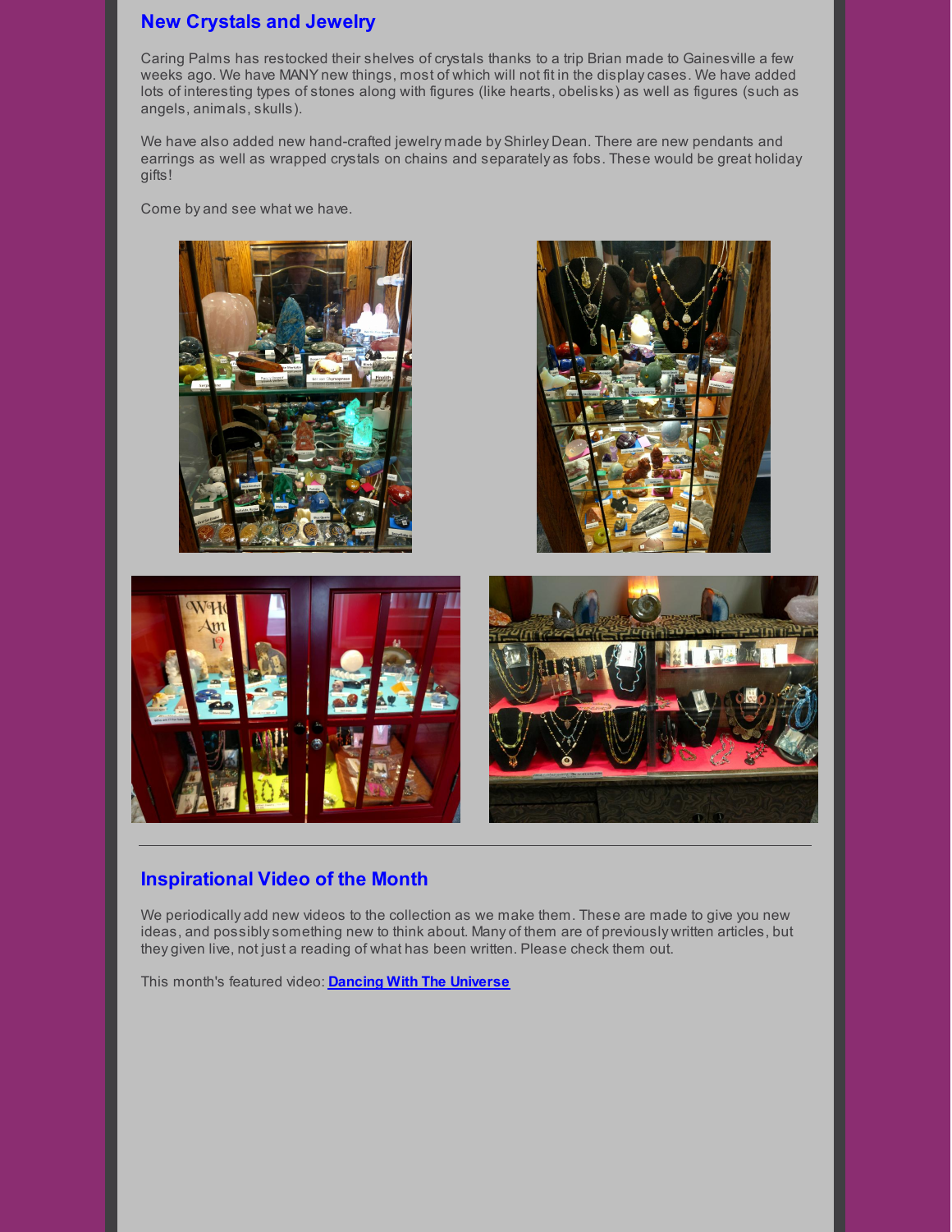## New Crystals and Jewelry

Caring Palms has restocked their shelves of crystals thanks to a trip Brian made to Gainesville a few weeks ago. We have MANY new things, most of which will not fit in the display cases. We have added lots of interesting types of stones along with figures (like hearts, obelisks) as well as figures (such as angels, animals, skulls).

We have also added new hand-crafted jewelry made by Shirley Dean. There are new pendants and earrings as well as wrapped crystals on chains and separately as fobs. These would be great holiday gifts!

Come by and see what we have.

---

## Inspirational Video of the Month

We periodically add new videos to the collection as we make them. These are made to give you new ideas, and possibly something new to think about. Many of them are of previously written articles, but they given live, not just a reading of what has been written. Please check them out.

This month's featured video: **Dancing With The Universe**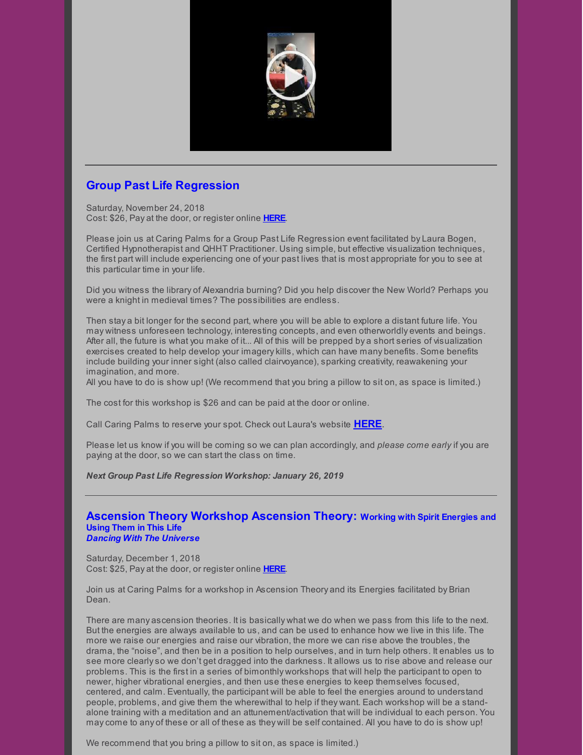## Group Past Life Regression

Saturday, November 24, 2018
Cost: $26, Pay at the door, or register online **HERE**.

Please join us at Caring Palms for a Group Past Life Regression event facilitated by Laura Bogen, Certified Hypnotherapist and QHHT Practitioner. Using simple, but effective visualization techniques, the first part will include experiencing one of your past lives that is most appropriate for you to see at this particular time in your life.

Did you witness the library of Alexandria burning? Did you help discover the New World? Perhaps you were a knight in medieval times? The possibilities are endless.

Then stay a bit longer for the second part, where you will be able to explore a distant future life. You may witness unforeseen technology, interesting concepts, and even otherworldly events and beings. After all, the future is what you make of it... All of this will be prepped by a short series of visualization exercises created to help develop your imagery kills, which can have many benefits. Some benefits include building your inner sight (also called clairvoyance), sparking creativity, reawakening your imagination, and more.
All you have to do is show up! (We recommend that you bring a pillow to sit on, as space is limited.)

The cost for this workshop is $26 and can be paid at the door or online.

Call Caring Palms to reserve your spot. Check out Laura's website **HERE**.

Please let us know if you will be coming so we can plan accordingly, and *please come early* if you are paying at the door, so we can start the class on time.

***Next Group Past Life Regression Workshop: January 26, 2019***

---

## Ascension Theory Workshop Ascension Theory: Working with Spirit Energies and Using Them in This Life

***Dancing With The Universe***

Saturday, December 1, 2018
Cost: $25, Pay at the door, or register online **HERE**.

Join us at Caring Palms for a workshop in Ascension Theory and its Energies facilitated by Brian Dean.

There are many ascension theories. It is basically what we do when we pass from this life to the next. But the energies are always available to us, and can be used to enhance how we live in this life. The more we raise our energies and raise our vibration, the more we can rise above the troubles, the drama, the "noise", and then be in a position to help ourselves, and in turn help others. It enables us to see more clearly so we don't get dragged into the darkness. It allows us to rise above and release our problems. This is the first in a series of bimonthly workshops that will help the participant to open to newer, higher vibrational energies, and then use these energies to keep themselves focused, centered, and calm. Eventually, the participant will be able to feel the energies around to understand people, problems, and give them the wherewithal to help if they want. Each workshop will be a stand-alone training with a meditation and an attunement/activation that will be individual to each person. You may come to any of these or all of these as they will be self contained. All you have to do is show up!

We recommend that you bring a pillow to sit on, as space is limited.)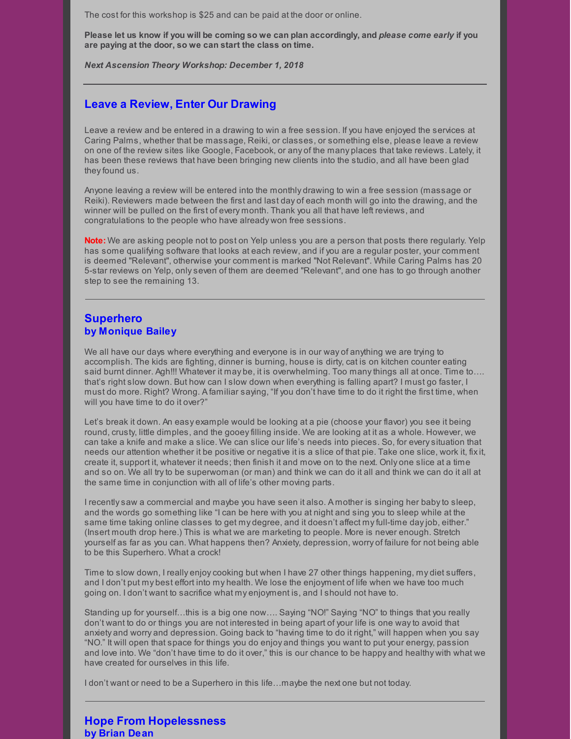The cost for this workshop is $25 and can be paid at the door or online.

**Please let us know if you will be coming so we can plan accordingly, and *please come early* if you are paying at the door, so we can start the class on time.**

***Next Ascension Theory Workshop: December 1, 2018***

---

## Leave a Review, Enter Our Drawing

Leave a review and be entered in a drawing to win a free session. If you have enjoyed the services at Caring Palms, whether that be massage, Reiki, or classes, or something else, please leave a review on one of the review sites like Google, Facebook, or any of the many places that take reviews. Lately, it has been these reviews that have been bringing new clients into the studio, and all have been glad they found us.

Anyone leaving a review will be entered into the monthly drawing to win a free session (massage or Reiki). Reviewers made between the first and last day of each month will go into the drawing, and the winner will be pulled on the first of every month. Thank you all that have left reviews, and congratulations to the people who have already won free sessions.

**Note:** We are asking people not to post on Yelp unless you are a person that posts there regularly. Yelp has some qualifying software that looks at each review, and if you are a regular poster, your comment is deemed "Relevant", otherwise your comment is marked "Not Relevant". While Caring Palms has 20 5-star reviews on Yelp, only seven of them are deemed "Relevant", and one has to go through another step to see the remaining 13.

---

## Superhero
### by Monique Bailey

We all have our days where everything and everyone is in our way of anything we are trying to accomplish. The kids are fighting, dinner is burning, house is dirty, cat is on kitchen counter eating said burnt dinner. Agh!!! Whatever it may be, it is overwhelming. Too many things all at once. Time to…. that's right slow down. But how can I slow down when everything is falling apart? I must go faster, I must do more. Right? Wrong. A familiar saying, "If you don't have time to do it right the first time, when will you have time to do it over?"

Let's break it down. An easy example would be looking at a pie (choose your flavor) you see it being round, crusty, little dimples, and the gooey filling inside. We are looking at it as a whole. However, we can take a knife and make a slice. We can slice our life's needs into pieces. So, for every situation that needs our attention whether it be positive or negative it is a slice of that pie. Take one slice, work it, fix it, create it, support it, whatever it needs; then finish it and move on to the next. Only one slice at a time and so on. We all try to be superwoman (or man) and think we can do it all and think we can do it all at the same time in conjunction with all of life's other moving parts.

I recently saw a commercial and maybe you have seen it also. A mother is singing her baby to sleep, and the words go something like "I can be here with you at night and sing you to sleep while at the same time taking online classes to get my degree, and it doesn't affect my full-time day job, either." (Insert mouth drop here.) This is what we are marketing to people. More is never enough. Stretch yourself as far as you can. What happens then? Anxiety, depression, worry of failure for not being able to be this Superhero. What a crock!

Time to slow down, I really enjoy cooking but when I have 27 other things happening, my diet suffers, and I don't put my best effort into my health. We lose the enjoyment of life when we have too much going on. I don't want to sacrifice what my enjoyment is, and I should not have to.

Standing up for yourself…this is a big one now…. Saying "NO!" Saying "NO" to things that you really don't want to do or things you are not interested in being apart of your life is one way to avoid that anxiety and worry and depression. Going back to "having time to do it right," will happen when you say "NO." It will open that space for things you do enjoy and things you want to put your energy, passion and love into. We "don't have time to do it over," this is our chance to be happy and healthy with what we have created for ourselves in this life.

I don't want or need to be a Superhero in this life…maybe the next one but not today.

---

## Hope From Hopelessness
### by Brian Dean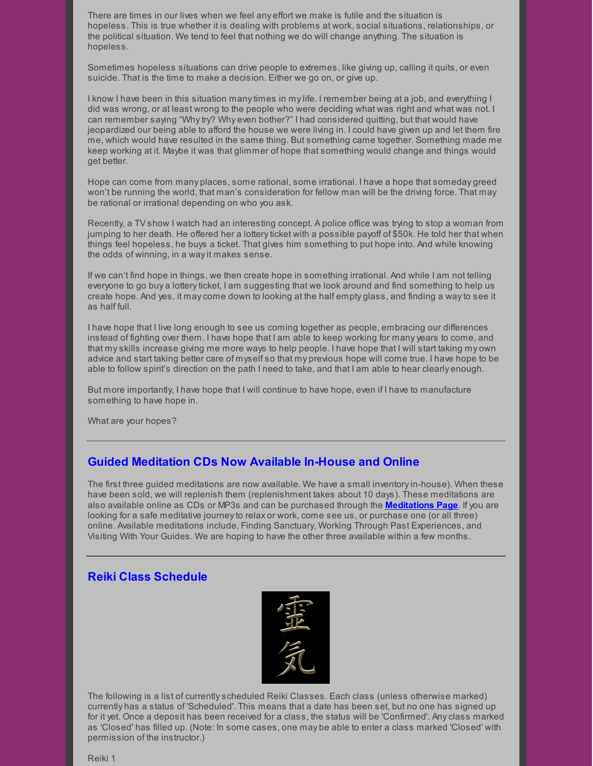There are times in our lives when we feel any effort we make is futile and the situation is hopeless. This is true whether it is dealing with problems at work, social situations, relationships, or the political situation. We tend to feel that nothing we do will change anything. The situation is hopeless.

Sometimes hopeless situations can drive people to extremes, like giving up, calling it quits, or even suicide. That is the time to make a decision. Either we go on, or give up.

I know I have been in this situation many times in my life. I remember being at a job, and everything I did was wrong, or at least wrong to the people who were deciding what was right and what was not. I can remember saying "Why try? Why even bother?" I had considered quitting, but that would have jeopardized our being able to afford the house we were living in. I could have given up and let them fire me, which would have resulted in the same thing. But something came together. Something made me keep working at it. Maybe it was that glimmer of hope that something would change and things would get better.

Hope can come from many places, some rational, some irrational. I have a hope that someday greed won't be running the world, that man's consideration for fellow man will be the driving force. That may be rational or irrational depending on who you ask.

Recently, a TV show I watch had an interesting concept. A police office was trying to stop a woman from jumping to her death. He offered her a lottery ticket with a possible payoff of $50k. He told her that when things feel hopeless, he buys a ticket. That gives him something to put hope into. And while knowing the odds of winning, in a way it makes sense.

If we can't find hope in things, we then create hope in something irrational. And while I am not telling everyone to go buy a lottery ticket, I am suggesting that we look around and find something to help us create hope. And yes, it may come down to looking at the half empty glass, and finding a way to see it as half full.

I have hope that I live long enough to see us coming together as people, embracing our differences instead of fighting over them. I have hope that I am able to keep working for many years to come, and that my skills increase giving me more ways to help people. I have hope that I will start taking my own advice and start taking better care of myself so that my previous hope will come true. I have hope to be able to follow spirit's direction on the path I need to take, and that I am able to hear clearly enough.

But more importantly, I have hope that I will continue to have hope, even if I have to manufacture something to have hope in.

What are your hopes?

---

## Guided Meditation CDs Now Available In-House and Online

The first three guided meditations are now available. We have a small inventory in-house). When these have been sold, we will replenish them (replenishment takes about 10 days). These meditations are also available online as CDs or MP3s and can be purchased through the **Meditations Page**. If you are looking for a safe meditative journey to relax or work, come see us, or purchase one (or all three) online. Available meditations include, Finding Sanctuary, Working Through Past Experiences, and Visiting With Your Guides. We are hoping to have the other three available within a few months.

---

## Reiki Class Schedule

The following is a list of currently scheduled Reiki Classes. Each class (unless otherwise marked) currently has a status of 'Scheduled'. This means that a date has been set, but no one has signed up for it yet. Once a deposit has been received for a class, the status will be 'Confirmed'. Any class marked as 'Closed' has filled up. (Note: In some cases, one may be able to enter a class marked 'Closed' with permission of the instructor.)

Reiki 1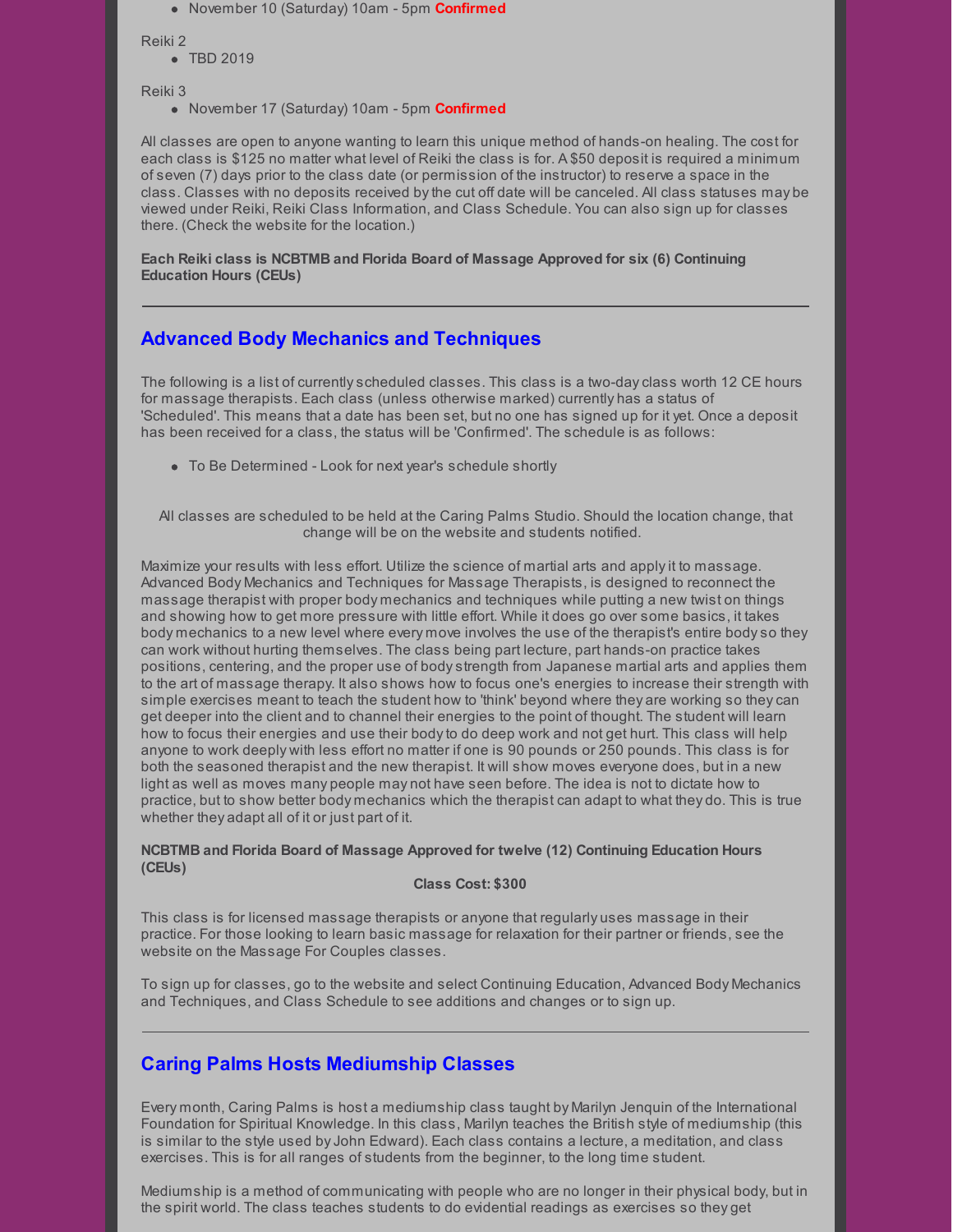- November 10 (Saturday) 10am - 5pm **Confirmed**

Reiki 2

- TBD 2019

Reiki 3

- November 17 (Saturday) 10am - 5pm **Confirmed**

All classes are open to anyone wanting to learn this unique method of hands-on healing. The cost for each class is $125 no matter what level of Reiki the class is for. A $50 deposit is required a minimum of seven (7) days prior to the class date (or permission of the instructor) to reserve a space in the class. Classes with no deposits received by the cut off date will be canceled. All class statuses may be viewed under Reiki, Reiki Class Information, and Class Schedule. You can also sign up for classes there. (Check the website for the location.)

**Each Reiki class is NCBTMB and Florida Board of Massage Approved for six (6) Continuing Education Hours (CEUs)**

---

## Advanced Body Mechanics and Techniques

The following is a list of currently scheduled classes. This class is a two-day class worth 12 CE hours for massage therapists. Each class (unless otherwise marked) currently has a status of 'Scheduled'. This means that a date has been set, but no one has signed up for it yet. Once a deposit has been received for a class, the status will be 'Confirmed'. The schedule is as follows:

- To Be Determined - Look for next year's schedule shortly

All classes are scheduled to be held at the Caring Palms Studio. Should the location change, that change will be on the website and students notified.

Maximize your results with less effort. Utilize the science of martial arts and apply it to massage. Advanced Body Mechanics and Techniques for Massage Therapists, is designed to reconnect the massage therapist with proper body mechanics and techniques while putting a new twist on things and showing how to get more pressure with little effort. While it does go over some basics, it takes body mechanics to a new level where every move involves the use of the therapist's entire body so they can work without hurting themselves. The class being part lecture, part hands-on practice takes positions, centering, and the proper use of body strength from Japanese martial arts and applies them to the art of massage therapy. It also shows how to focus one's energies to increase their strength with simple exercises meant to teach the student how to 'think' beyond where they are working so they can get deeper into the client and to channel their energies to the point of thought. The student will learn how to focus their energies and use their body to do deep work and not get hurt. This class will help anyone to work deeply with less effort no matter if one is 90 pounds or 250 pounds. This class is for both the seasoned therapist and the new therapist. It will show moves everyone does, but in a new light as well as moves many people may not have seen before. The idea is not to dictate how to practice, but to show better body mechanics which the therapist can adapt to what they do. This is true whether they adapt all of it or just part of it.

**NCBTMB and Florida Board of Massage Approved for twelve (12) Continuing Education Hours (CEUs)**

**Class Cost: $300**

This class is for licensed massage therapists or anyone that regularly uses massage in their practice. For those looking to learn basic massage for relaxation for their partner or friends, see the website on the Massage For Couples classes.

To sign up for classes, go to the website and select Continuing Education, Advanced Body Mechanics and Techniques, and Class Schedule to see additions and changes or to sign up.

---

## Caring Palms Hosts Mediumship Classes

Every month, Caring Palms is host a mediumship class taught by Marilyn Jenquin of the International Foundation for Spiritual Knowledge. In this class, Marilyn teaches the British style of mediumship (this is similar to the style used by John Edward). Each class contains a lecture, a meditation, and class exercises. This is for all ranges of students from the beginner, to the long time student.

Mediumship is a method of communicating with people who are no longer in their physical body, but in the spirit world. The class teaches students to do evidential readings as exercises so they get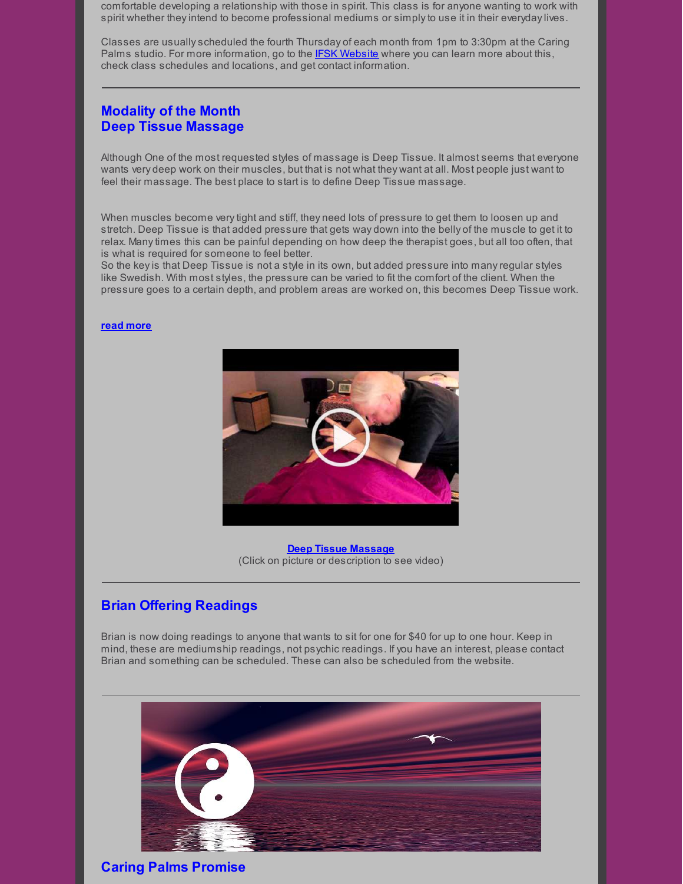comfortable developing a relationship with those in spirit. This class is for anyone wanting to work with spirit whether they intend to become professional mediums or simply to use it in their everyday lives.

Classes are usually scheduled the fourth Thursday of each month from 1pm to 3:30pm at the Caring Palms studio. For more information, go to the IFSK Website where you can learn more about this, check class schedules and locations, and get contact information.

---

## Modality of the Month
## Deep Tissue Massage

Although One of the most requested styles of massage is Deep Tissue. It almost seems that everyone wants very deep work on their muscles, but that is not what they want at all. Most people just want to feel their massage. The best place to start is to define Deep Tissue massage.

When muscles become very tight and stiff, they need lots of pressure to get them to loosen up and stretch. Deep Tissue is that added pressure that gets way down into the belly of the muscle to get it to relax. Many times this can be painful depending on how deep the therapist goes, but all too often, that is what is required for someone to feel better.
So the key is that Deep Tissue is not a style in its own, but added pressure into many regular styles like Swedish. With most styles, the pressure can be varied to fit the comfort of the client. When the pressure goes to a certain depth, and problem areas are worked on, this becomes Deep Tissue work.

**read more**

**Deep Tissue Massage**
(Click on picture or description to see video)

---

## Brian Offering Readings

Brian is now doing readings to anyone that wants to sit for one for $40 for up to one hour. Keep in mind, these are mediumship readings, not psychic readings. If you have an interest, please contact Brian and something can be scheduled. These can also be scheduled from the website.

---

## Caring Palms Promise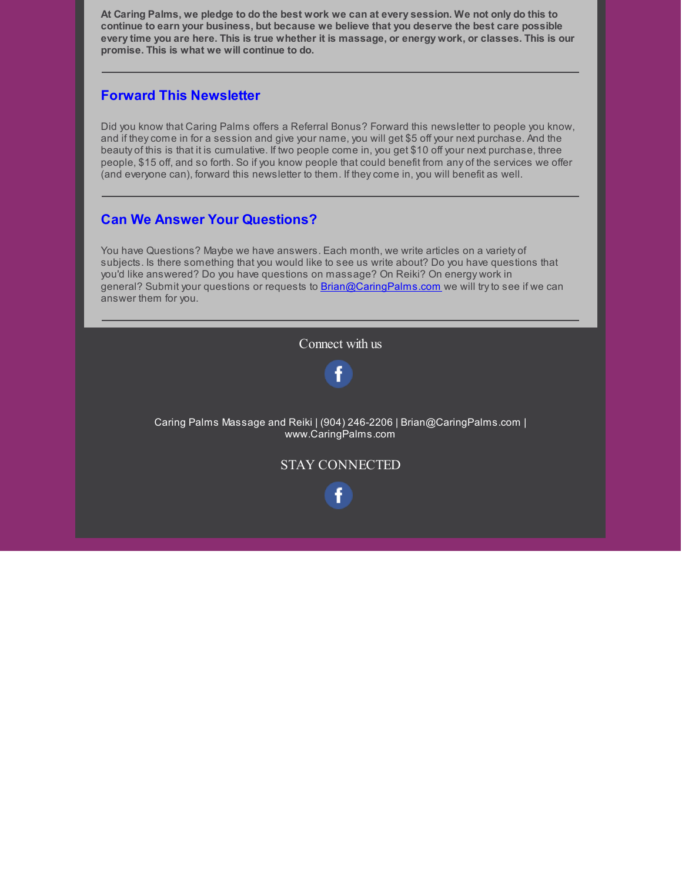**At Caring Palms, we pledge to do the best work we can at every session. We not only do this to continue to earn your business, but because we believe that you deserve the best care possible every time you are here. This is true whether it is massage, or energy work, or classes. This is our promise. This is what we will continue to do.**

---

## Forward This Newsletter

Did you know that Caring Palms offers a Referral Bonus? Forward this newsletter to people you know, and if they come in for a session and give your name, you will get $5 off your next purchase. And the beauty of this is that it is cumulative. If two people come in, you get $10 off your next purchase, three people, $15 off, and so forth. So if you know people that could benefit from any of the services we offer (and everyone can), forward this newsletter to them. If they come in, you will benefit as well.

---

## Can We Answer Your Questions?

You have Questions? Maybe we have answers. Each month, we write articles on a variety of subjects. Is there something that you would like to see us write about? Do you have questions that you'd like answered? Do you have questions on massage? On Reiki? On energy work in general? Submit your questions or requests to Brian@CaringPalms.com we will try to see if we can answer them for you.

---

Connect with us

Caring Palms Massage and Reiki | (904) 246-2206 | Brian@CaringPalms.com | www.CaringPalms.com

STAY CONNECTED